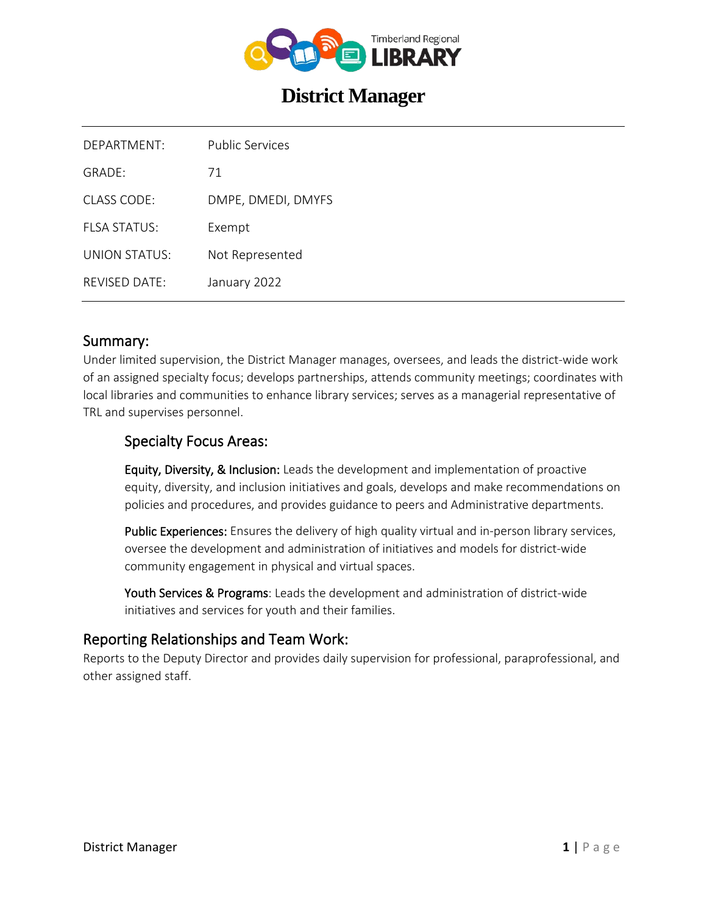# District Manager

| | |
|---|---|
| DEPARTMENT: | Public Services |
| GRADE: | 71 |
| CLASS CODE: | DMPE, DMEDI, DMYFS |
| FLSA STATUS: | Exempt |
| UNION STATUS: | Not Represented |
| REVISED DATE: | January 2022 |

## Summary:

Under limited supervision, the District Manager manages, oversees, and leads the district-wide work of an assigned specialty focus; develops partnerships, attends community meetings; coordinates with local libraries and communities to enhance library services; serves as a managerial representative of TRL and supervises personnel.

### Specialty Focus Areas:

Equity, Diversity, & Inclusion: Leads the development and implementation of proactive equity, diversity, and inclusion initiatives and goals, develops and make recommendations on policies and procedures, and provides guidance to peers and Administrative departments.

Public Experiences: Ensures the delivery of high quality virtual and in-person library services, oversee the development and administration of initiatives and models for district-wide community engagement in physical and virtual spaces.

Youth Services & Programs: Leads the development and administration of district-wide initiatives and services for youth and their families.

## Reporting Relationships and Team Work:

Reports to the Deputy Director and provides daily supervision for professional, paraprofessional, and other assigned staff.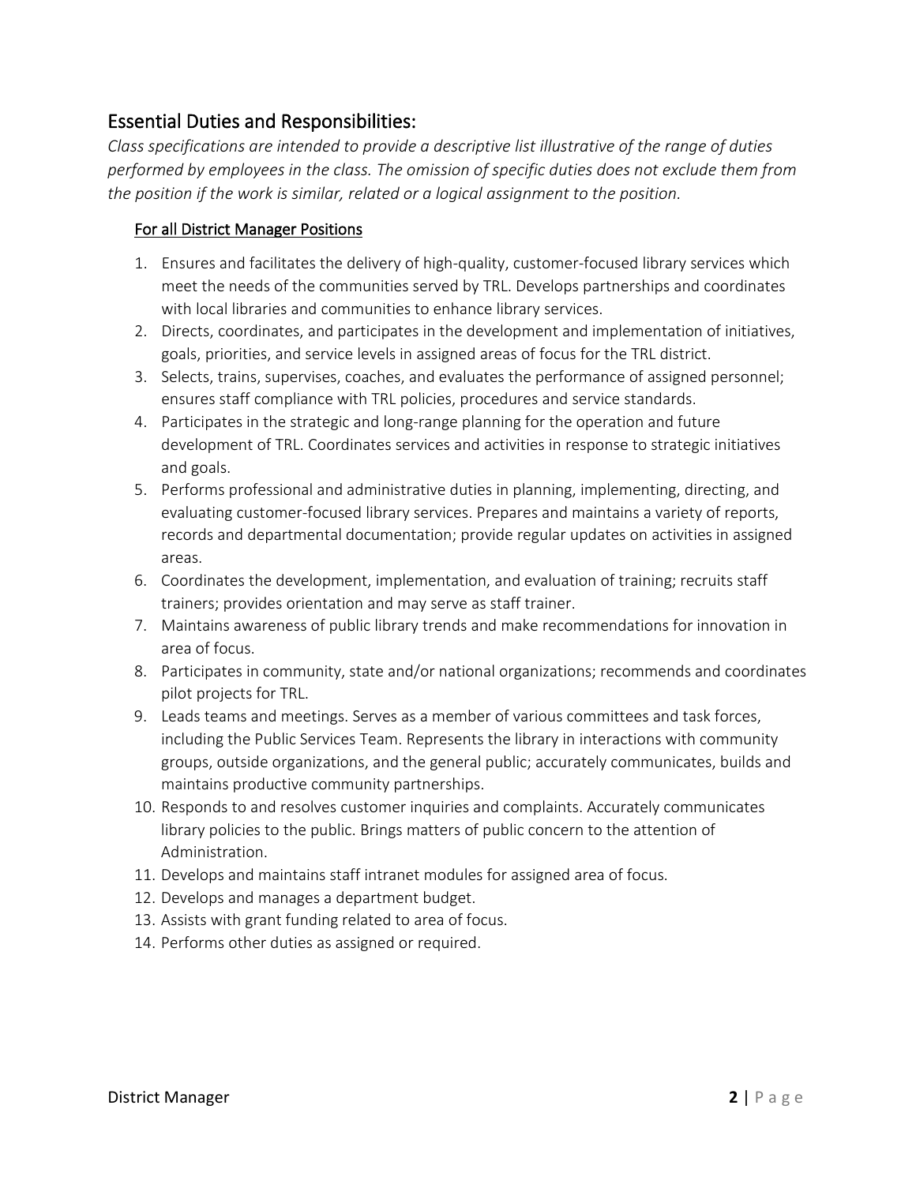## Essential Duties and Responsibilities:

*Class specifications are intended to provide a descriptive list illustrative of the range of duties performed by employees in the class. The omission of specific duties does not exclude them from the position if the work is similar, related or a logical assignment to the position.*

### For all District Manager Positions

1. Ensures and facilitates the delivery of high-quality, customer-focused library services which meet the needs of the communities served by TRL. Develops partnerships and coordinates with local libraries and communities to enhance library services.
2. Directs, coordinates, and participates in the development and implementation of initiatives, goals, priorities, and service levels in assigned areas of focus for the TRL district.
3. Selects, trains, supervises, coaches, and evaluates the performance of assigned personnel; ensures staff compliance with TRL policies, procedures and service standards.
4. Participates in the strategic and long-range planning for the operation and future development of TRL. Coordinates services and activities in response to strategic initiatives and goals.
5. Performs professional and administrative duties in planning, implementing, directing, and evaluating customer-focused library services. Prepares and maintains a variety of reports, records and departmental documentation; provide regular updates on activities in assigned areas.
6. Coordinates the development, implementation, and evaluation of training; recruits staff trainers; provides orientation and may serve as staff trainer.
7. Maintains awareness of public library trends and make recommendations for innovation in area of focus.
8. Participates in community, state and/or national organizations; recommends and coordinates pilot projects for TRL.
9. Leads teams and meetings. Serves as a member of various committees and task forces, including the Public Services Team. Represents the library in interactions with community groups, outside organizations, and the general public; accurately communicates, builds and maintains productive community partnerships.
10. Responds to and resolves customer inquiries and complaints. Accurately communicates library policies to the public. Brings matters of public concern to the attention of Administration.
11. Develops and maintains staff intranet modules for assigned area of focus.
12. Develops and manages a department budget.
13. Assists with grant funding related to area of focus.
14. Performs other duties as assigned or required.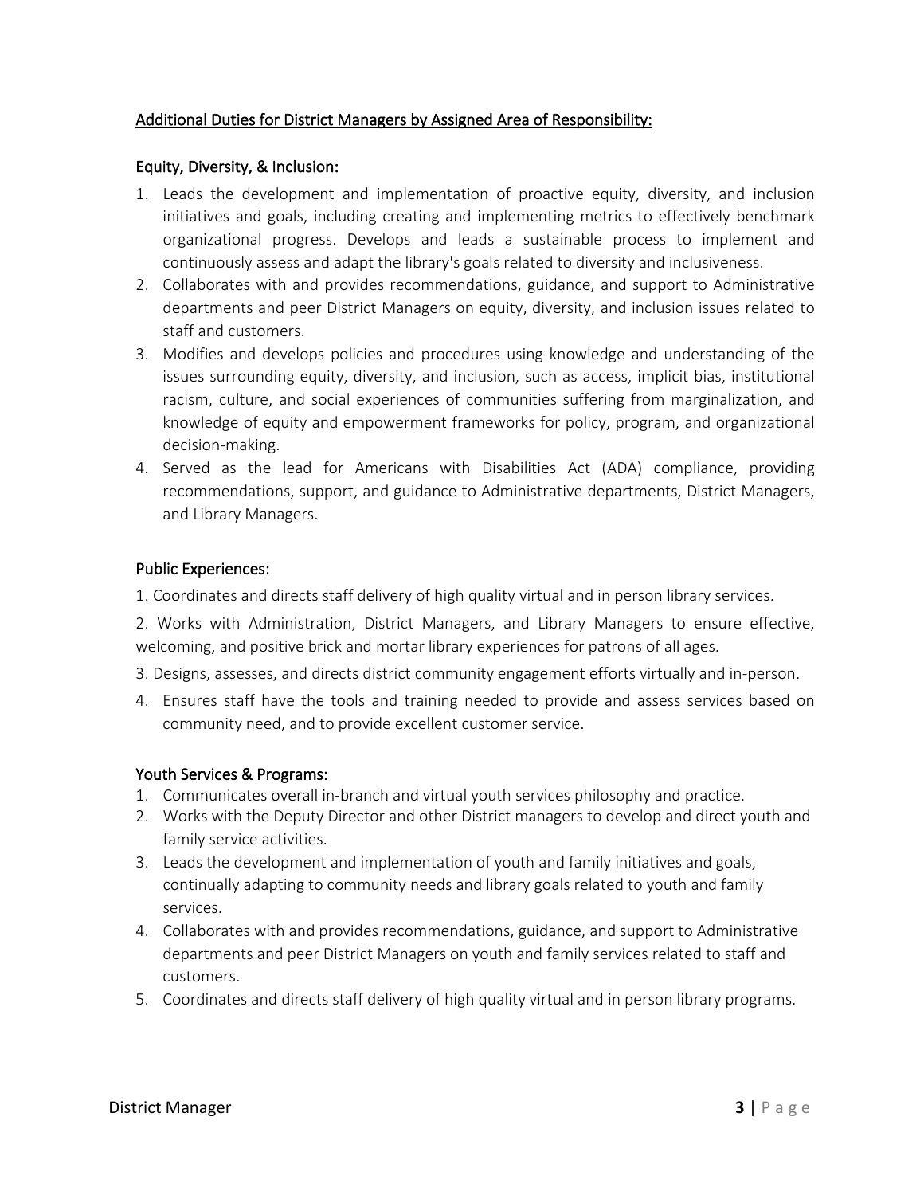Additional Duties for District Managers by Assigned Area of Responsibility:

### Equity, Diversity, & Inclusion:

1. Leads the development and implementation of proactive equity, diversity, and inclusion initiatives and goals, including creating and implementing metrics to effectively benchmark organizational progress. Develops and leads a sustainable process to implement and continuously assess and adapt the library's goals related to diversity and inclusiveness.
2. Collaborates with and provides recommendations, guidance, and support to Administrative departments and peer District Managers on equity, diversity, and inclusion issues related to staff and customers.
3. Modifies and develops policies and procedures using knowledge and understanding of the issues surrounding equity, diversity, and inclusion, such as access, implicit bias, institutional racism, culture, and social experiences of communities suffering from marginalization, and knowledge of equity and empowerment frameworks for policy, program, and organizational decision-making.
4. Served as the lead for Americans with Disabilities Act (ADA) compliance, providing recommendations, support, and guidance to Administrative departments, District Managers, and Library Managers.

### Public Experiences:

1. Coordinates and directs staff delivery of high quality virtual and in person library services.
2. Works with Administration, District Managers, and Library Managers to ensure effective, welcoming, and positive brick and mortar library experiences for patrons of all ages.
3. Designs, assesses, and directs district community engagement efforts virtually and in-person.
4. Ensures staff have the tools and training needed to provide and assess services based on community need, and to provide excellent customer service.

### Youth Services & Programs:

1. Communicates overall in-branch and virtual youth services philosophy and practice.
2. Works with the Deputy Director and other District managers to develop and direct youth and family service activities.
3. Leads the development and implementation of youth and family initiatives and goals, continually adapting to community needs and library goals related to youth and family services.
4. Collaborates with and provides recommendations, guidance, and support to Administrative departments and peer District Managers on youth and family services related to staff and customers.
5. Coordinates and directs staff delivery of high quality virtual and in person library programs.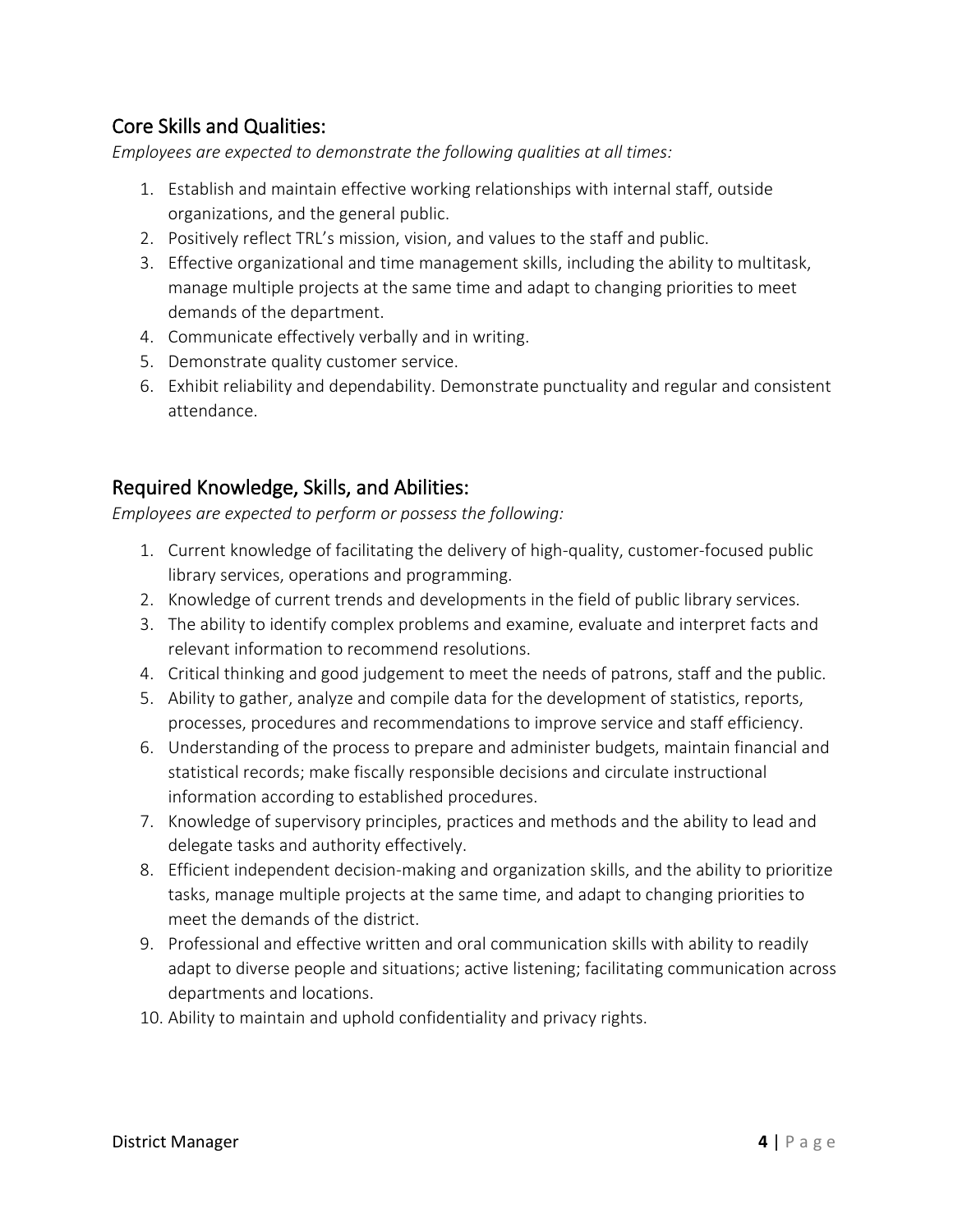## Core Skills and Qualities:

*Employees are expected to demonstrate the following qualities at all times:*

1. Establish and maintain effective working relationships with internal staff, outside organizations, and the general public.
2. Positively reflect TRL's mission, vision, and values to the staff and public.
3. Effective organizational and time management skills, including the ability to multitask, manage multiple projects at the same time and adapt to changing priorities to meet demands of the department.
4. Communicate effectively verbally and in writing.
5. Demonstrate quality customer service.
6. Exhibit reliability and dependability. Demonstrate punctuality and regular and consistent attendance.

## Required Knowledge, Skills, and Abilities:

*Employees are expected to perform or possess the following:*

1. Current knowledge of facilitating the delivery of high-quality, customer-focused public library services, operations and programming.
2. Knowledge of current trends and developments in the field of public library services.
3. The ability to identify complex problems and examine, evaluate and interpret facts and relevant information to recommend resolutions.
4. Critical thinking and good judgement to meet the needs of patrons, staff and the public.
5. Ability to gather, analyze and compile data for the development of statistics, reports, processes, procedures and recommendations to improve service and staff efficiency.
6. Understanding of the process to prepare and administer budgets, maintain financial and statistical records; make fiscally responsible decisions and circulate instructional information according to established procedures.
7. Knowledge of supervisory principles, practices and methods and the ability to lead and delegate tasks and authority effectively.
8. Efficient independent decision-making and organization skills, and the ability to prioritize tasks, manage multiple projects at the same time, and adapt to changing priorities to meet the demands of the district.
9. Professional and effective written and oral communication skills with ability to readily adapt to diverse people and situations; active listening; facilitating communication across departments and locations.
10. Ability to maintain and uphold confidentiality and privacy rights.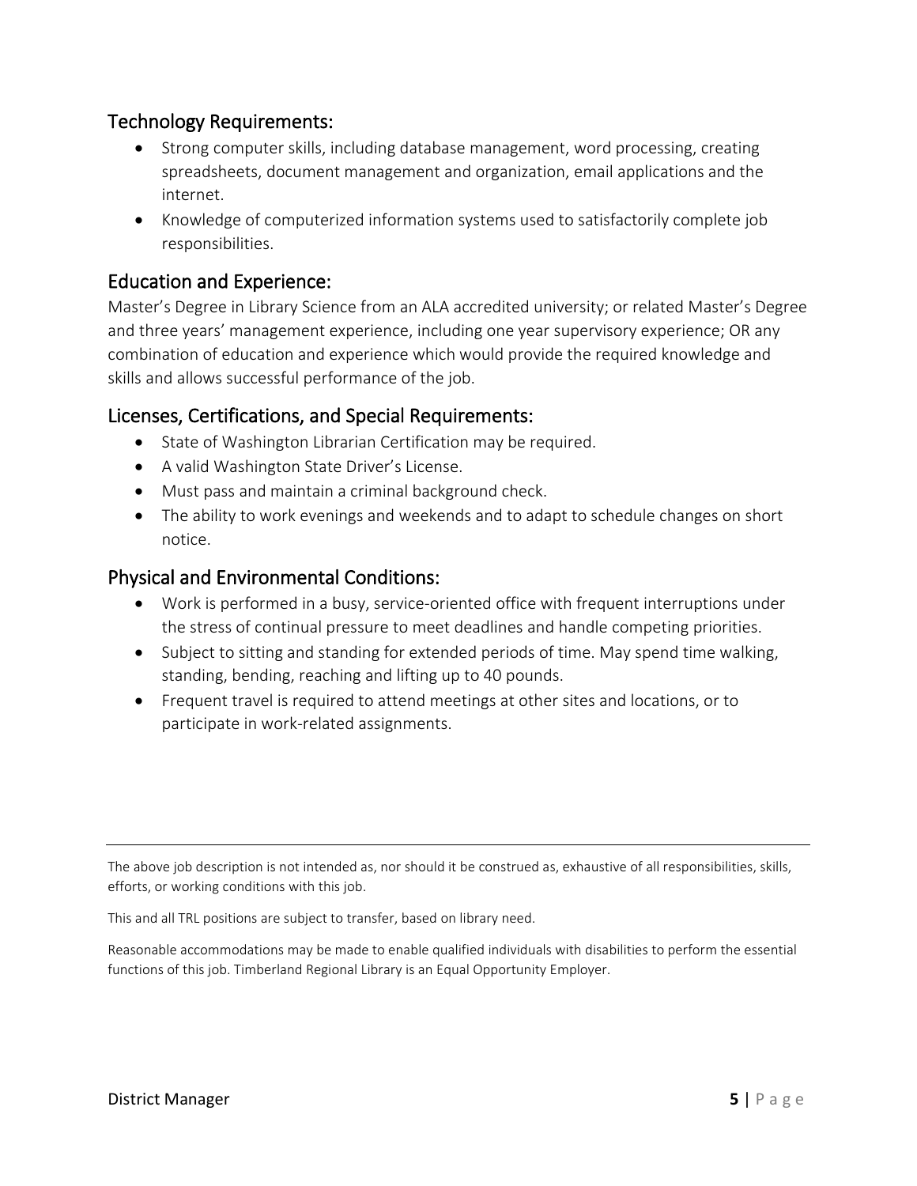## Technology Requirements:

- Strong computer skills, including database management, word processing, creating spreadsheets, document management and organization, email applications and the internet.
- Knowledge of computerized information systems used to satisfactorily complete job responsibilities.

## Education and Experience:

Master's Degree in Library Science from an ALA accredited university; or related Master's Degree and three years' management experience, including one year supervisory experience; OR any combination of education and experience which would provide the required knowledge and skills and allows successful performance of the job.

## Licenses, Certifications, and Special Requirements:

- State of Washington Librarian Certification may be required.
- A valid Washington State Driver's License.
- Must pass and maintain a criminal background check.
- The ability to work evenings and weekends and to adapt to schedule changes on short notice.

## Physical and Environmental Conditions:

- Work is performed in a busy, service-oriented office with frequent interruptions under the stress of continual pressure to meet deadlines and handle competing priorities.
- Subject to sitting and standing for extended periods of time. May spend time walking, standing, bending, reaching and lifting up to 40 pounds.
- Frequent travel is required to attend meetings at other sites and locations, or to participate in work-related assignments.

---

The above job description is not intended as, nor should it be construed as, exhaustive of all responsibilities, skills, efforts, or working conditions with this job.

This and all TRL positions are subject to transfer, based on library need.

Reasonable accommodations may be made to enable qualified individuals with disabilities to perform the essential functions of this job. Timberland Regional Library is an Equal Opportunity Employer.